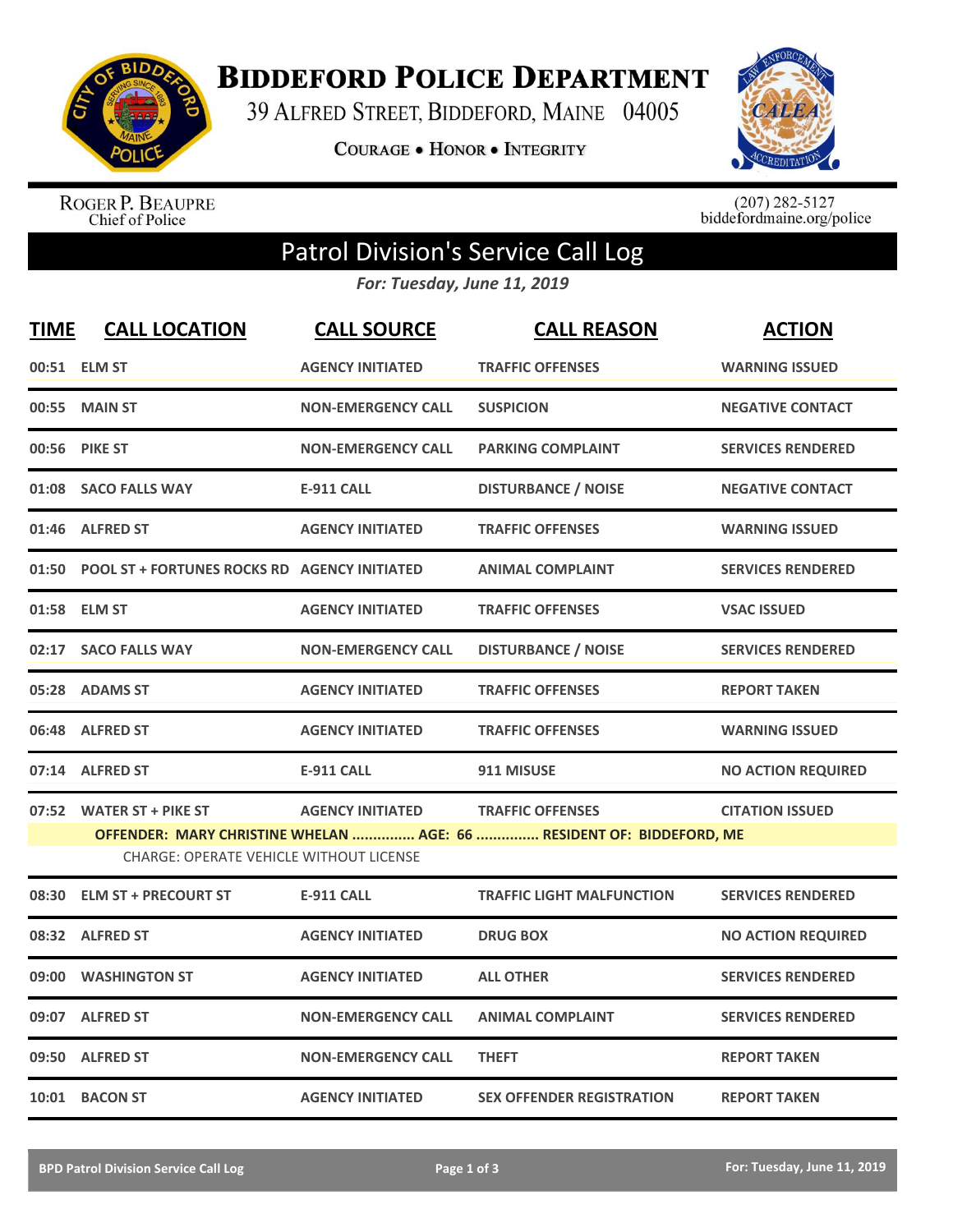# Biddeford Police Department

39 Alfred Street, Biddeford, Maine 04005

Courage • Honor • Integrity

Roger P. Beaupre
Chief of Police

(207) 282-5127
biddefordmaine.org/police

## Patrol Division's Service Call Log

*For: Tuesday, June 11, 2019*

| TIME | CALL LOCATION | CALL SOURCE | CALL REASON | ACTION |
|---|---|---|---|---|
| 00:51 | ELM ST | AGENCY INITIATED | TRAFFIC OFFENSES | WARNING ISSUED |
| 00:55 | MAIN ST | NON-EMERGENCY CALL | SUSPICION | NEGATIVE CONTACT |
| 00:56 | PIKE ST | NON-EMERGENCY CALL | PARKING COMPLAINT | SERVICES RENDERED |
| 01:08 | SACO FALLS WAY | E-911 CALL | DISTURBANCE / NOISE | NEGATIVE CONTACT |
| 01:46 | ALFRED ST | AGENCY INITIATED | TRAFFIC OFFENSES | WARNING ISSUED |
| 01:50 | POOL ST + FORTUNES ROCKS RD | AGENCY INITIATED | ANIMAL COMPLAINT | SERVICES RENDERED |
| 01:58 | ELM ST | AGENCY INITIATED | TRAFFIC OFFENSES | VSAC ISSUED |
| 02:17 | SACO FALLS WAY | NON-EMERGENCY CALL | DISTURBANCE / NOISE | SERVICES RENDERED |
| 05:28 | ADAMS ST | AGENCY INITIATED | TRAFFIC OFFENSES | REPORT TAKEN |
| 06:48 | ALFRED ST | AGENCY INITIATED | TRAFFIC OFFENSES | WARNING ISSUED |
| 07:14 | ALFRED ST | E-911 CALL | 911 MISUSE | NO ACTION REQUIRED |
| 07:52 | WATER ST + PIKE ST | AGENCY INITIATED | TRAFFIC OFFENSES | CITATION ISSUED |
| | OFFENDER: MARY CHRISTINE WHELAN ............... AGE: 66 ............... RESIDENT OF: BIDDEFORD, ME<br>CHARGE: OPERATE VEHICLE WITHOUT LICENSE | | | |
| 08:30 | ELM ST + PRECOURT ST | E-911 CALL | TRAFFIC LIGHT MALFUNCTION | SERVICES RENDERED |
| 08:32 | ALFRED ST | AGENCY INITIATED | DRUG BOX | NO ACTION REQUIRED |
| 09:00 | WASHINGTON ST | AGENCY INITIATED | ALL OTHER | SERVICES RENDERED |
| 09:07 | ALFRED ST | NON-EMERGENCY CALL | ANIMAL COMPLAINT | SERVICES RENDERED |
| 09:50 | ALFRED ST | NON-EMERGENCY CALL | THEFT | REPORT TAKEN |
| 10:01 | BACON ST | AGENCY INITIATED | SEX OFFENDER REGISTRATION | REPORT TAKEN |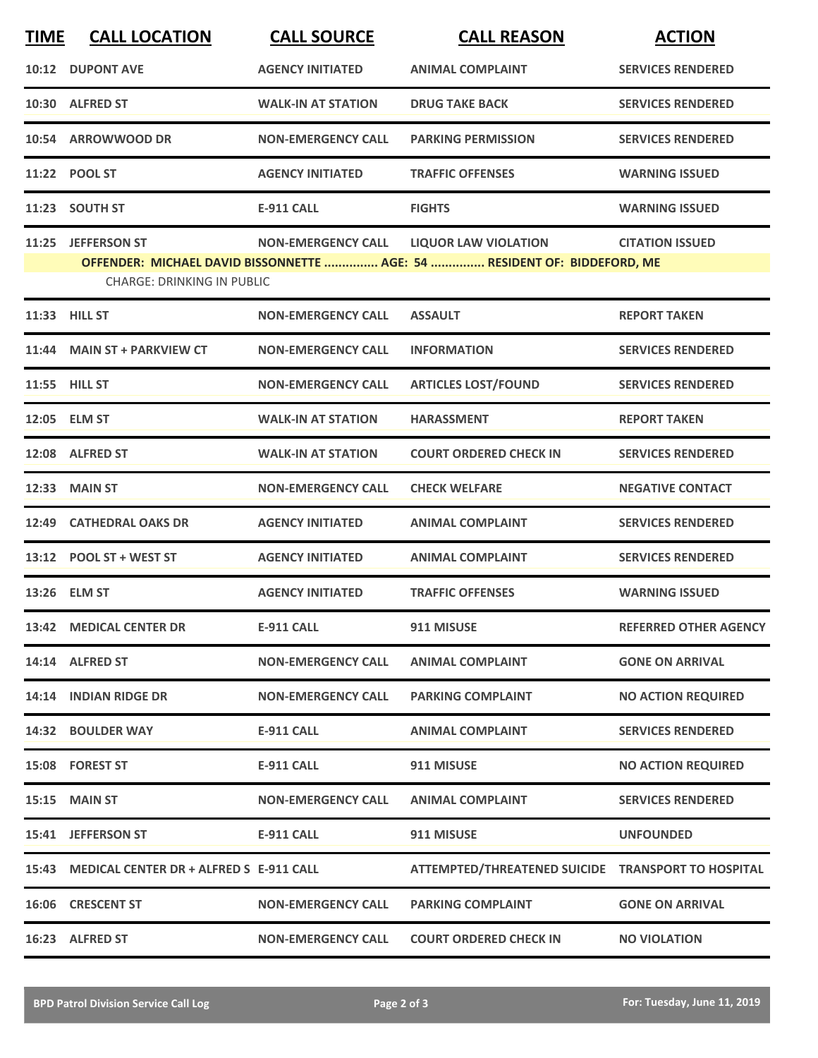| TIME | CALL LOCATION | CALL SOURCE | CALL REASON | ACTION |
|---|---|---|---|---|
| 10:12 | DUPONT AVE | AGENCY INITIATED | ANIMAL COMPLAINT | SERVICES RENDERED |
| 10:30 | ALFRED ST | WALK-IN AT STATION | DRUG TAKE BACK | SERVICES RENDERED |
| 10:54 | ARROWWOOD DR | NON-EMERGENCY CALL | PARKING PERMISSION | SERVICES RENDERED |
| 11:22 | POOL ST | AGENCY INITIATED | TRAFFIC OFFENSES | WARNING ISSUED |
| 11:23 | SOUTH ST | E-911 CALL | FIGHTS | WARNING ISSUED |
| 11:25 | JEFFERSON ST | NON-EMERGENCY CALL | LIQUOR LAW VIOLATION | CITATION ISSUED |
| | **OFFENDER: MICHAEL DAVID BISSONNETTE ............... AGE: 54 ............... RESIDENT OF: BIDDEFORD, ME** | | | |
| | CHARGE: DRINKING IN PUBLIC | | | |
| 11:33 | HILL ST | NON-EMERGENCY CALL | ASSAULT | REPORT TAKEN |
| 11:44 | MAIN ST + PARKVIEW CT | NON-EMERGENCY CALL | INFORMATION | SERVICES RENDERED |
| 11:55 | HILL ST | NON-EMERGENCY CALL | ARTICLES LOST/FOUND | SERVICES RENDERED |
| 12:05 | ELM ST | WALK-IN AT STATION | HARASSMENT | REPORT TAKEN |
| 12:08 | ALFRED ST | WALK-IN AT STATION | COURT ORDERED CHECK IN | SERVICES RENDERED |
| 12:33 | MAIN ST | NON-EMERGENCY CALL | CHECK WELFARE | NEGATIVE CONTACT |
| 12:49 | CATHEDRAL OAKS DR | AGENCY INITIATED | ANIMAL COMPLAINT | SERVICES RENDERED |
| 13:12 | POOL ST + WEST ST | AGENCY INITIATED | ANIMAL COMPLAINT | SERVICES RENDERED |
| 13:26 | ELM ST | AGENCY INITIATED | TRAFFIC OFFENSES | WARNING ISSUED |
| 13:42 | MEDICAL CENTER DR | E-911 CALL | 911 MISUSE | REFERRED OTHER AGENCY |
| 14:14 | ALFRED ST | NON-EMERGENCY CALL | ANIMAL COMPLAINT | GONE ON ARRIVAL |
| 14:14 | INDIAN RIDGE DR | NON-EMERGENCY CALL | PARKING COMPLAINT | NO ACTION REQUIRED |
| 14:32 | BOULDER WAY | E-911 CALL | ANIMAL COMPLAINT | SERVICES RENDERED |
| 15:08 | FOREST ST | E-911 CALL | 911 MISUSE | NO ACTION REQUIRED |
| 15:15 | MAIN ST | NON-EMERGENCY CALL | ANIMAL COMPLAINT | SERVICES RENDERED |
| 15:41 | JEFFERSON ST | E-911 CALL | 911 MISUSE | UNFOUNDED |
| 15:43 | MEDICAL CENTER DR + ALFRED S | E-911 CALL | ATTEMPTED/THREATENED SUICIDE | TRANSPORT TO HOSPITAL |
| 16:06 | CRESCENT ST | NON-EMERGENCY CALL | PARKING COMPLAINT | GONE ON ARRIVAL |
| 16:23 | ALFRED ST | NON-EMERGENCY CALL | COURT ORDERED CHECK IN | NO VIOLATION |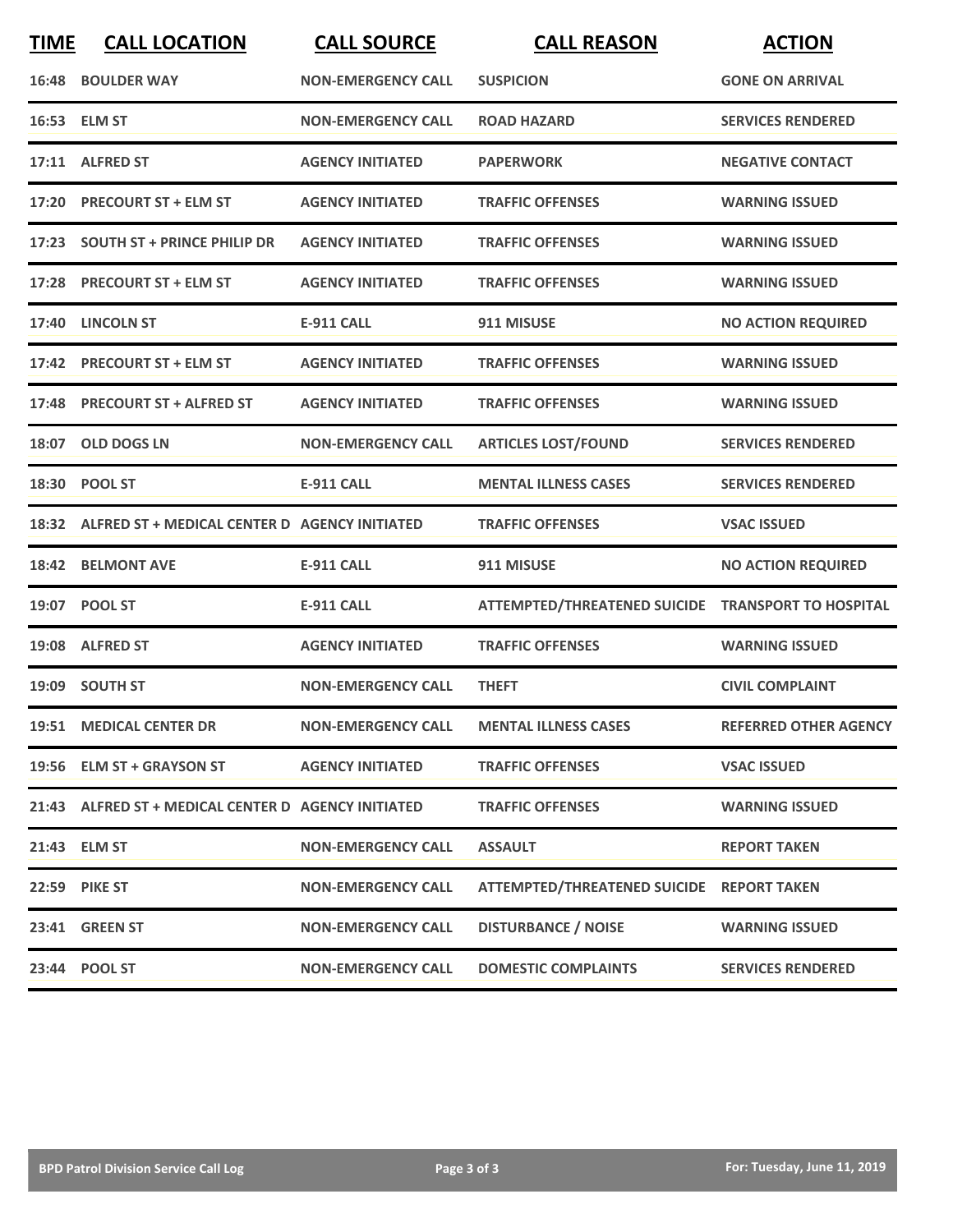| TIME | CALL LOCATION | CALL SOURCE | CALL REASON | ACTION |
|---|---|---|---|---|
| 16:48 | BOULDER WAY | NON-EMERGENCY CALL | SUSPICION | GONE ON ARRIVAL |
| 16:53 | ELM ST | NON-EMERGENCY CALL | ROAD HAZARD | SERVICES RENDERED |
| 17:11 | ALFRED ST | AGENCY INITIATED | PAPERWORK | NEGATIVE CONTACT |
| 17:20 | PRECOURT ST + ELM ST | AGENCY INITIATED | TRAFFIC OFFENSES | WARNING ISSUED |
| 17:23 | SOUTH ST + PRINCE PHILIP DR | AGENCY INITIATED | TRAFFIC OFFENSES | WARNING ISSUED |
| 17:28 | PRECOURT ST + ELM ST | AGENCY INITIATED | TRAFFIC OFFENSES | WARNING ISSUED |
| 17:40 | LINCOLN ST | E-911 CALL | 911 MISUSE | NO ACTION REQUIRED |
| 17:42 | PRECOURT ST + ELM ST | AGENCY INITIATED | TRAFFIC OFFENSES | WARNING ISSUED |
| 17:48 | PRECOURT ST + ALFRED ST | AGENCY INITIATED | TRAFFIC OFFENSES | WARNING ISSUED |
| 18:07 | OLD DOGS LN | NON-EMERGENCY CALL | ARTICLES LOST/FOUND | SERVICES RENDERED |
| 18:30 | POOL ST | E-911 CALL | MENTAL ILLNESS CASES | SERVICES RENDERED |
| 18:32 | ALFRED ST + MEDICAL CENTER D | AGENCY INITIATED | TRAFFIC OFFENSES | VSAC ISSUED |
| 18:42 | BELMONT AVE | E-911 CALL | 911 MISUSE | NO ACTION REQUIRED |
| 19:07 | POOL ST | E-911 CALL | ATTEMPTED/THREATENED SUICIDE | TRANSPORT TO HOSPITAL |
| 19:08 | ALFRED ST | AGENCY INITIATED | TRAFFIC OFFENSES | WARNING ISSUED |
| 19:09 | SOUTH ST | NON-EMERGENCY CALL | THEFT | CIVIL COMPLAINT |
| 19:51 | MEDICAL CENTER DR | NON-EMERGENCY CALL | MENTAL ILLNESS CASES | REFERRED OTHER AGENCY |
| 19:56 | ELM ST + GRAYSON ST | AGENCY INITIATED | TRAFFIC OFFENSES | VSAC ISSUED |
| 21:43 | ALFRED ST + MEDICAL CENTER D | AGENCY INITIATED | TRAFFIC OFFENSES | WARNING ISSUED |
| 21:43 | ELM ST | NON-EMERGENCY CALL | ASSAULT | REPORT TAKEN |
| 22:59 | PIKE ST | NON-EMERGENCY CALL | ATTEMPTED/THREATENED SUICIDE | REPORT TAKEN |
| 23:41 | GREEN ST | NON-EMERGENCY CALL | DISTURBANCE / NOISE | WARNING ISSUED |
| 23:44 | POOL ST | NON-EMERGENCY CALL | DOMESTIC COMPLAINTS | SERVICES RENDERED |